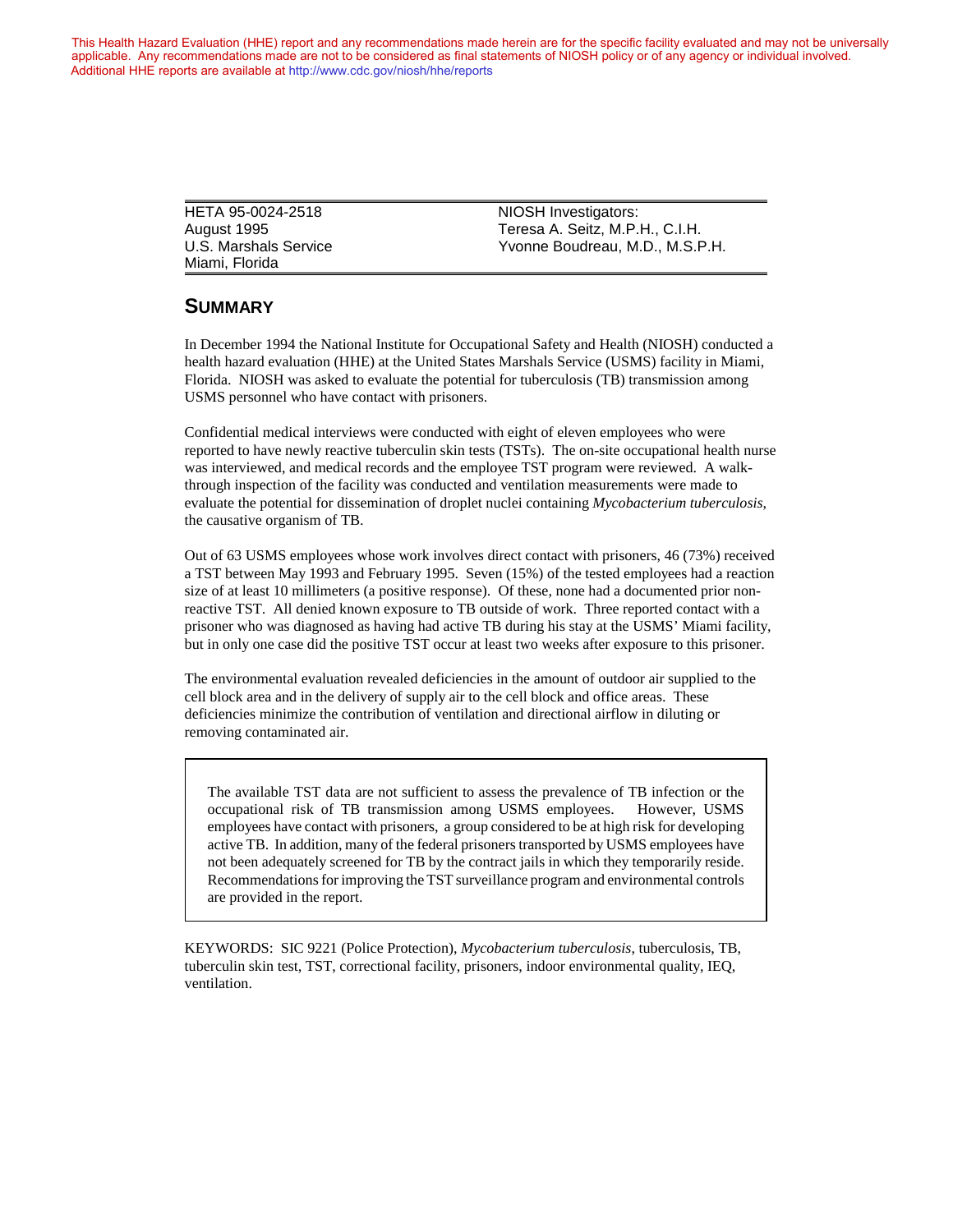This Health Hazard Evaluation (HHE) report and any recommendations made herein are for the specific facility evaluated and may not be universally applicable. Any recommendations made are not to be considered as final statements of NIOSH policy or of any agency or individual involved. Additional HHE reports are available at http://www.cdc.gov/niosh/hhe/reports

| | |
|---|---|
| HETA 95-0024-2518<br>August 1995<br>U.S. Marshals Service<br>Miami, Florida | NIOSH Investigators:<br>Teresa A. Seitz, M.P.H., C.I.H.<br>Yvonne Boudreau, M.D., M.S.P.H. |

## SUMMARY

In December 1994 the National Institute for Occupational Safety and Health (NIOSH) conducted a health hazard evaluation (HHE) at the United States Marshals Service (USMS) facility in Miami, Florida. NIOSH was asked to evaluate the potential for tuberculosis (TB) transmission among USMS personnel who have contact with prisoners.

Confidential medical interviews were conducted with eight of eleven employees who were reported to have newly reactive tuberculin skin tests (TSTs). The on-site occupational health nurse was interviewed, and medical records and the employee TST program were reviewed. A walk-through inspection of the facility was conducted and ventilation measurements were made to evaluate the potential for dissemination of droplet nuclei containing *Mycobacterium tuberculosis,* the causative organism of TB.

Out of 63 USMS employees whose work involves direct contact with prisoners, 46 (73%) received a TST between May 1993 and February 1995. Seven (15%) of the tested employees had a reaction size of at least 10 millimeters (a positive response). Of these, none had a documented prior non-reactive TST. All denied known exposure to TB outside of work. Three reported contact with a prisoner who was diagnosed as having had active TB during his stay at the USMS' Miami facility, but in only one case did the positive TST occur at least two weeks after exposure to this prisoner.

The environmental evaluation revealed deficiencies in the amount of outdoor air supplied to the cell block area and in the delivery of supply air to the cell block and office areas. These deficiencies minimize the contribution of ventilation and directional airflow in diluting or removing contaminated air.

> The available TST data are not sufficient to assess the prevalence of TB infection or the occupational risk of TB transmission among USMS employees. However, USMS employees have contact with prisoners, a group considered to be at high risk for developing active TB. In addition, many of the federal prisoners transported by USMS employees have not been adequately screened for TB by the contract jails in which they temporarily reside. Recommendations for improving the TST surveillance program and environmental controls are provided in the report.

KEYWORDS: SIC 9221 (Police Protection), *Mycobacterium tuberculosis,* tuberculosis, TB, tuberculin skin test, TST, correctional facility, prisoners, indoor environmental quality, IEQ, ventilation.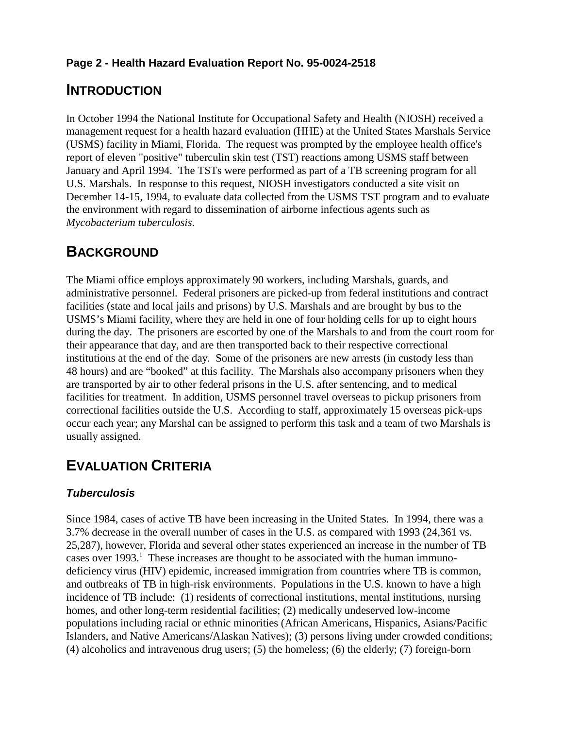# INTRODUCTION

In October 1994 the National Institute for Occupational Safety and Health (NIOSH) received a management request for a health hazard evaluation (HHE) at the United States Marshals Service (USMS) facility in Miami, Florida. The request was prompted by the employee health office's report of eleven "positive" tuberculin skin test (TST) reactions among USMS staff between January and April 1994. The TSTs were performed as part of a TB screening program for all U.S. Marshals. In response to this request, NIOSH investigators conducted a site visit on December 14-15, 1994, to evaluate data collected from the USMS TST program and to evaluate the environment with regard to dissemination of airborne infectious agents such as *Mycobacterium tuberculosis*.

# BACKGROUND

The Miami office employs approximately 90 workers, including Marshals, guards, and administrative personnel. Federal prisoners are picked-up from federal institutions and contract facilities (state and local jails and prisons) by U.S. Marshals and are brought by bus to the USMS's Miami facility, where they are held in one of four holding cells for up to eight hours during the day. The prisoners are escorted by one of the Marshals to and from the court room for their appearance that day, and are then transported back to their respective correctional institutions at the end of the day. Some of the prisoners are new arrests (in custody less than 48 hours) and are "booked" at this facility. The Marshals also accompany prisoners when they are transported by air to other federal prisons in the U.S. after sentencing, and to medical facilities for treatment. In addition, USMS personnel travel overseas to pickup prisoners from correctional facilities outside the U.S. According to staff, approximately 15 overseas pick-ups occur each year; any Marshal can be assigned to perform this task and a team of two Marshals is usually assigned.

# EVALUATION CRITERIA

## *Tuberculosis*

Since 1984, cases of active TB have been increasing in the United States. In 1994, there was a 3.7% decrease in the overall number of cases in the U.S. as compared with 1993 (24,361 vs. 25,287), however, Florida and several other states experienced an increase in the number of TB cases over 1993.[1] These increases are thought to be associated with the human immuno-deficiency virus (HIV) epidemic, increased immigration from countries where TB is common, and outbreaks of TB in high-risk environments. Populations in the U.S. known to have a high incidence of TB include: (1) residents of correctional institutions, mental institutions, nursing homes, and other long-term residential facilities; (2) medically undeserved low-income populations including racial or ethnic minorities (African Americans, Hispanics, Asians/Pacific Islanders, and Native Americans/Alaskan Natives); (3) persons living under crowded conditions; (4) alcoholics and intravenous drug users; (5) the homeless; (6) the elderly; (7) foreign-born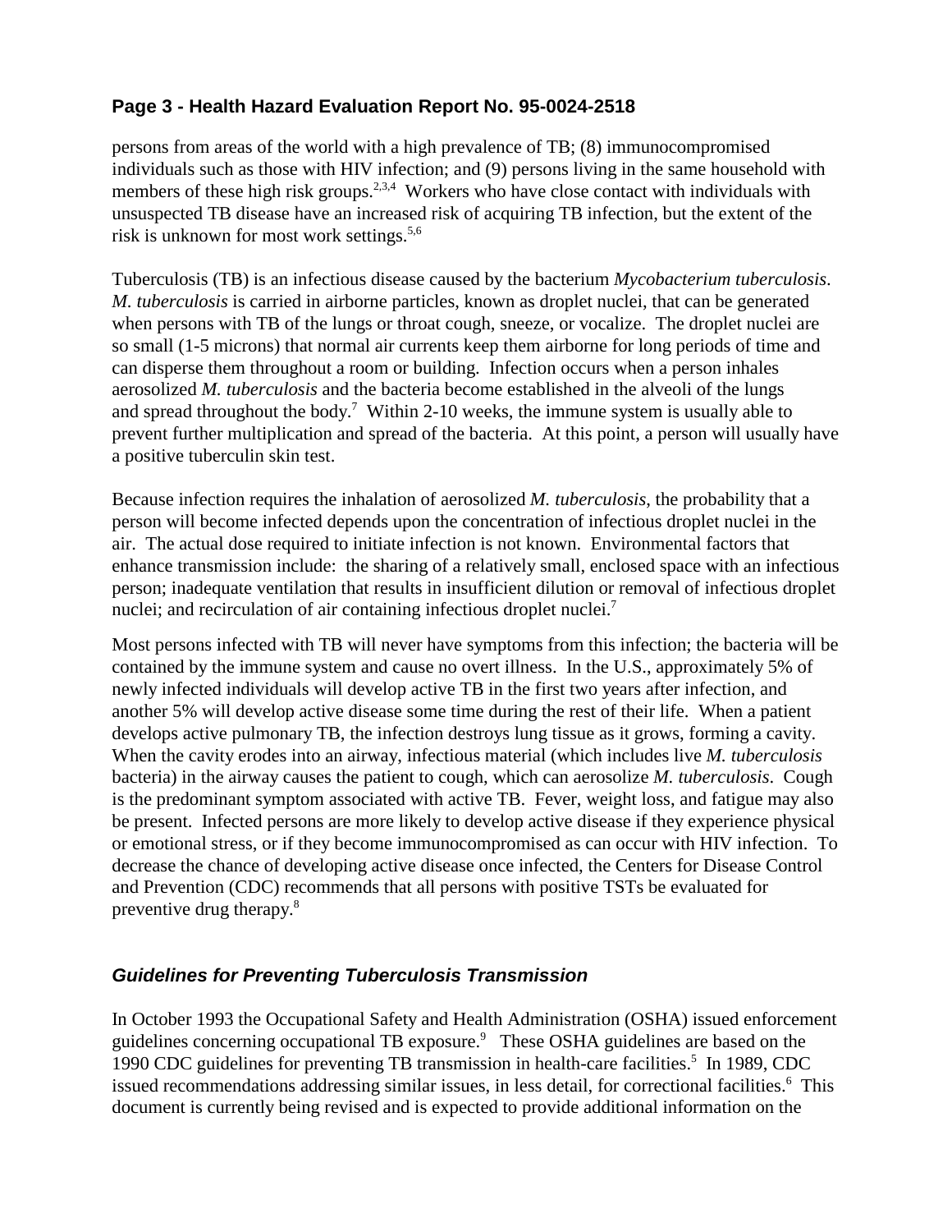persons from areas of the world with a high prevalence of TB; (8) immunocompromised individuals such as those with HIV infection; and (9) persons living in the same household with members of these high risk groups.[2,3,4] Workers who have close contact with individuals with unsuspected TB disease have an increased risk of acquiring TB infection, but the extent of the risk is unknown for most work settings.[5,6]

Tuberculosis (TB) is an infectious disease caused by the bacterium *Mycobacterium tuberculosis*. *M. tuberculosis* is carried in airborne particles, known as droplet nuclei, that can be generated when persons with TB of the lungs or throat cough, sneeze, or vocalize. The droplet nuclei are so small (1-5 microns) that normal air currents keep them airborne for long periods of time and can disperse them throughout a room or building. Infection occurs when a person inhales aerosolized *M. tuberculosis* and the bacteria become established in the alveoli of the lungs and spread throughout the body.[7] Within 2-10 weeks, the immune system is usually able to prevent further multiplication and spread of the bacteria. At this point, a person will usually have a positive tuberculin skin test.

Because infection requires the inhalation of aerosolized *M. tuberculosis*, the probability that a person will become infected depends upon the concentration of infectious droplet nuclei in the air. The actual dose required to initiate infection is not known. Environmental factors that enhance transmission include: the sharing of a relatively small, enclosed space with an infectious person; inadequate ventilation that results in insufficient dilution or removal of infectious droplet nuclei; and recirculation of air containing infectious droplet nuclei.[7]

Most persons infected with TB will never have symptoms from this infection; the bacteria will be contained by the immune system and cause no overt illness. In the U.S., approximately 5% of newly infected individuals will develop active TB in the first two years after infection, and another 5% will develop active disease some time during the rest of their life. When a patient develops active pulmonary TB, the infection destroys lung tissue as it grows, forming a cavity. When the cavity erodes into an airway, infectious material (which includes live *M. tuberculosis* bacteria) in the airway causes the patient to cough, which can aerosolize *M. tuberculosis*. Cough is the predominant symptom associated with active TB. Fever, weight loss, and fatigue may also be present. Infected persons are more likely to develop active disease if they experience physical or emotional stress, or if they become immunocompromised as can occur with HIV infection. To decrease the chance of developing active disease once infected, the Centers for Disease Control and Prevention (CDC) recommends that all persons with positive TSTs be evaluated for preventive drug therapy.[8]

### *Guidelines for Preventing Tuberculosis Transmission*

In October 1993 the Occupational Safety and Health Administration (OSHA) issued enforcement guidelines concerning occupational TB exposure.[9] These OSHA guidelines are based on the 1990 CDC guidelines for preventing TB transmission in health-care facilities.[5] In 1989, CDC issued recommendations addressing similar issues, in less detail, for correctional facilities.[6] This document is currently being revised and is expected to provide additional information on the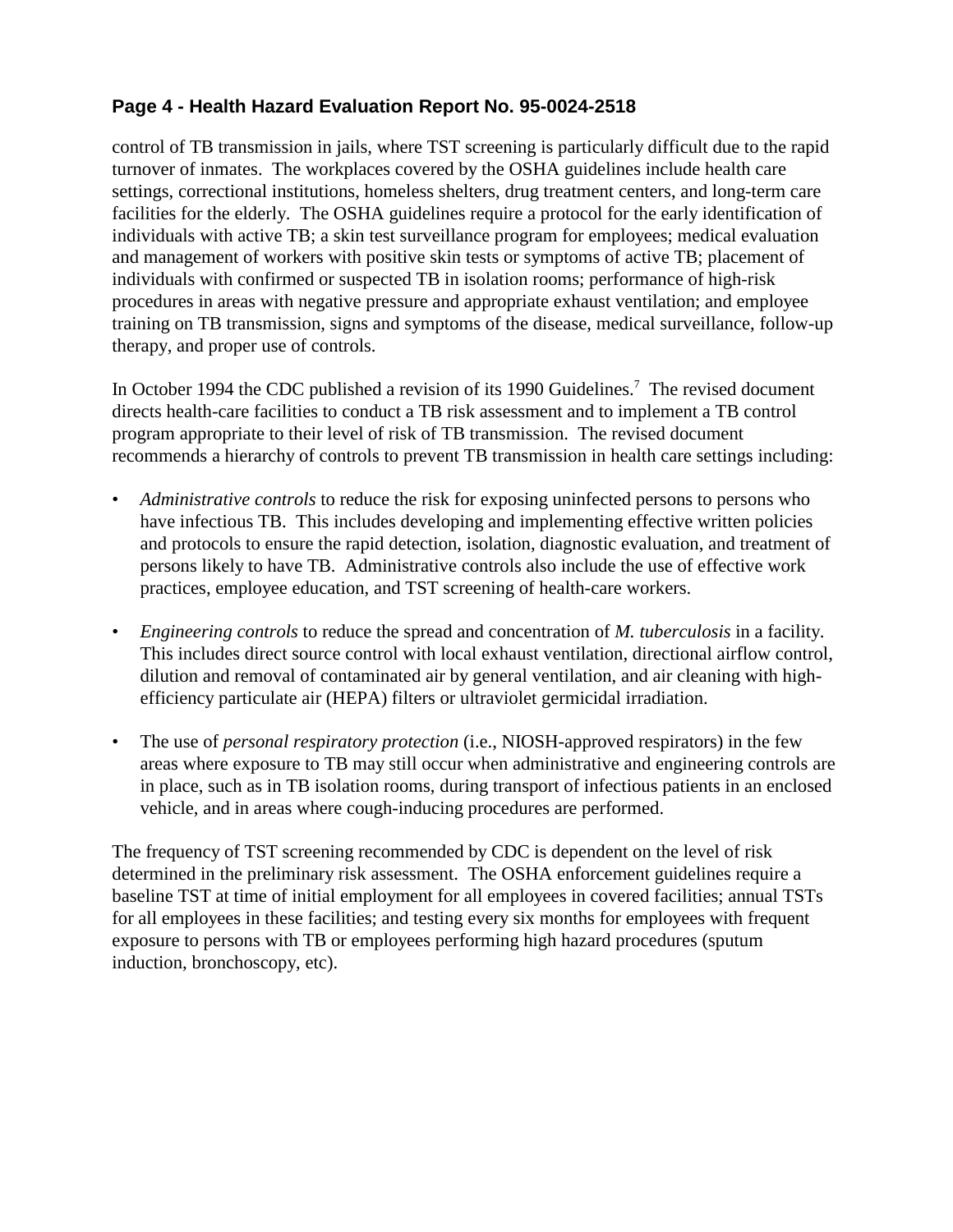control of TB transmission in jails, where TST screening is particularly difficult due to the rapid turnover of inmates. The workplaces covered by the OSHA guidelines include health care settings, correctional institutions, homeless shelters, drug treatment centers, and long-term care facilities for the elderly. The OSHA guidelines require a protocol for the early identification of individuals with active TB; a skin test surveillance program for employees; medical evaluation and management of workers with positive skin tests or symptoms of active TB; placement of individuals with confirmed or suspected TB in isolation rooms; performance of high-risk procedures in areas with negative pressure and appropriate exhaust ventilation; and employee training on TB transmission, signs and symptoms of the disease, medical surveillance, follow-up therapy, and proper use of controls.

In October 1994 the CDC published a revision of its 1990 Guidelines.[7] The revised document directs health-care facilities to conduct a TB risk assessment and to implement a TB control program appropriate to their level of risk of TB transmission. The revised document recommends a hierarchy of controls to prevent TB transmission in health care settings including:

- *Administrative controls* to reduce the risk for exposing uninfected persons to persons who have infectious TB. This includes developing and implementing effective written policies and protocols to ensure the rapid detection, isolation, diagnostic evaluation, and treatment of persons likely to have TB. Administrative controls also include the use of effective work practices, employee education, and TST screening of health-care workers.

- *Engineering controls* to reduce the spread and concentration of *M. tuberculosis* in a facility. This includes direct source control with local exhaust ventilation, directional airflow control, dilution and removal of contaminated air by general ventilation, and air cleaning with high-efficiency particulate air (HEPA) filters or ultraviolet germicidal irradiation.

- The use of *personal respiratory protection* (i.e., NIOSH-approved respirators) in the few areas where exposure to TB may still occur when administrative and engineering controls are in place, such as in TB isolation rooms, during transport of infectious patients in an enclosed vehicle, and in areas where cough-inducing procedures are performed.

The frequency of TST screening recommended by CDC is dependent on the level of risk determined in the preliminary risk assessment. The OSHA enforcement guidelines require a baseline TST at time of initial employment for all employees in covered facilities; annual TSTs for all employees in these facilities; and testing every six months for employees with frequent exposure to persons with TB or employees performing high hazard procedures (sputum induction, bronchoscopy, etc).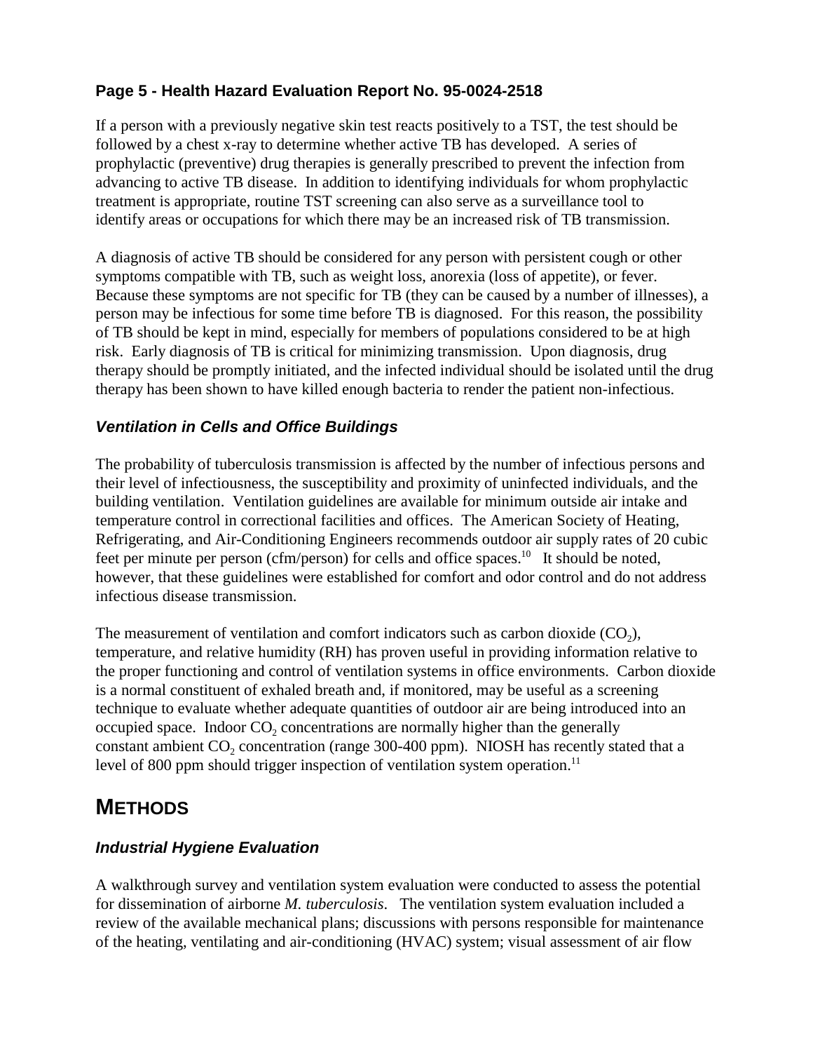If a person with a previously negative skin test reacts positively to a TST, the test should be followed by a chest x-ray to determine whether active TB has developed. A series of prophylactic (preventive) drug therapies is generally prescribed to prevent the infection from advancing to active TB disease. In addition to identifying individuals for whom prophylactic treatment is appropriate, routine TST screening can also serve as a surveillance tool to identify areas or occupations for which there may be an increased risk of TB transmission.

A diagnosis of active TB should be considered for any person with persistent cough or other symptoms compatible with TB, such as weight loss, anorexia (loss of appetite), or fever. Because these symptoms are not specific for TB (they can be caused by a number of illnesses), a person may be infectious for some time before TB is diagnosed. For this reason, the possibility of TB should be kept in mind, especially for members of populations considered to be at high risk. Early diagnosis of TB is critical for minimizing transmission. Upon diagnosis, drug therapy should be promptly initiated, and the infected individual should be isolated until the drug therapy has been shown to have killed enough bacteria to render the patient non-infectious.

### *Ventilation in Cells and Office Buildings*

The probability of tuberculosis transmission is affected by the number of infectious persons and their level of infectiousness, the susceptibility and proximity of uninfected individuals, and the building ventilation. Ventilation guidelines are available for minimum outside air intake and temperature control in correctional facilities and offices. The American Society of Heating, Refrigerating, and Air-Conditioning Engineers recommends outdoor air supply rates of 20 cubic feet per minute per person (cfm/person) for cells and office spaces.[10] It should be noted, however, that these guidelines were established for comfort and odor control and do not address infectious disease transmission.

The measurement of ventilation and comfort indicators such as carbon dioxide ($CO_2$), temperature, and relative humidity (RH) has proven useful in providing information relative to the proper functioning and control of ventilation systems in office environments. Carbon dioxide is a normal constituent of exhaled breath and, if monitored, may be useful as a screening technique to evaluate whether adequate quantities of outdoor air are being introduced into an occupied space. Indoor $CO_2$ concentrations are normally higher than the generally constant ambient $CO_2$ concentration (range 300-400 ppm). NIOSH has recently stated that a level of 800 ppm should trigger inspection of ventilation system operation.[11]

## METHODS

### *Industrial Hygiene Evaluation*

A walkthrough survey and ventilation system evaluation were conducted to assess the potential for dissemination of airborne *M. tuberculosis*. The ventilation system evaluation included a review of the available mechanical plans; discussions with persons responsible for maintenance of the heating, ventilating and air-conditioning (HVAC) system; visual assessment of air flow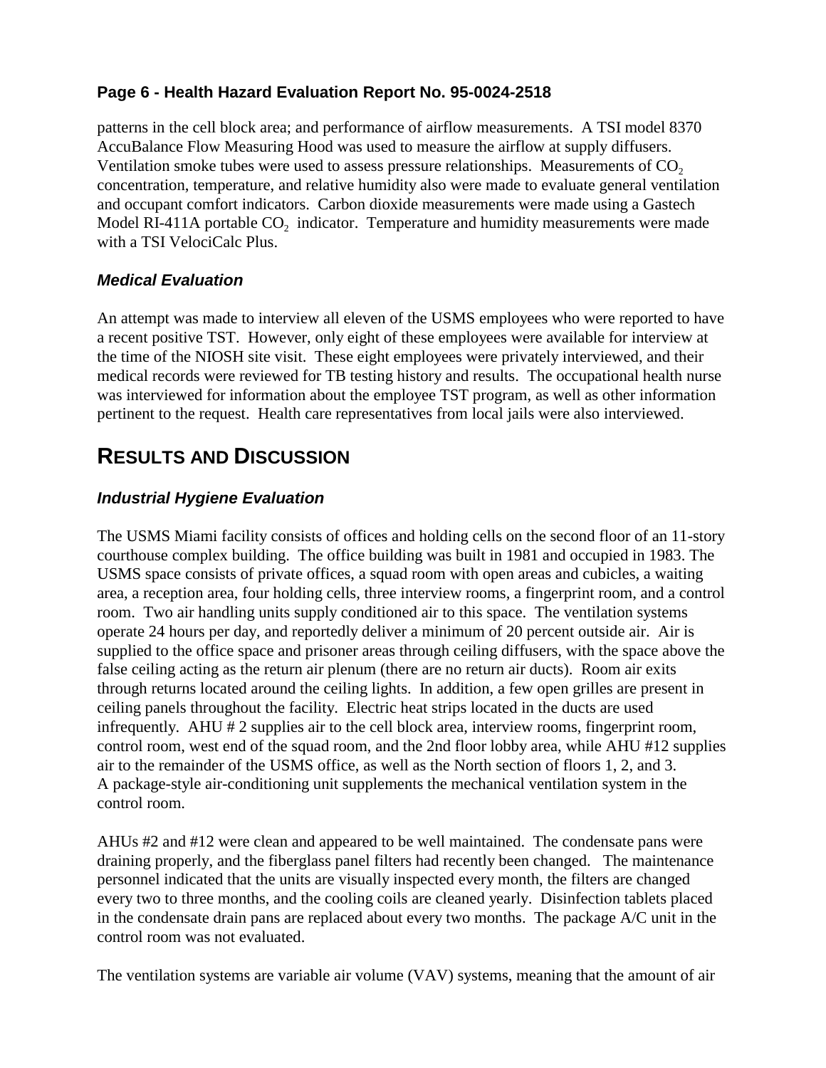patterns in the cell block area; and performance of airflow measurements. A TSI model 8370 AccuBalance Flow Measuring Hood was used to measure the airflow at supply diffusers. Ventilation smoke tubes were used to assess pressure relationships. Measurements of $CO_2$ concentration, temperature, and relative humidity also were made to evaluate general ventilation and occupant comfort indicators. Carbon dioxide measurements were made using a Gastech Model RI-411A portable $CO_2$ indicator. Temperature and humidity measurements were made with a TSI VelociCalc Plus.

### *Medical Evaluation*

An attempt was made to interview all eleven of the USMS employees who were reported to have a recent positive TST. However, only eight of these employees were available for interview at the time of the NIOSH site visit. These eight employees were privately interviewed, and their medical records were reviewed for TB testing history and results. The occupational health nurse was interviewed for information about the employee TST program, as well as other information pertinent to the request. Health care representatives from local jails were also interviewed.

## RESULTS AND DISCUSSION

### *Industrial Hygiene Evaluation*

The USMS Miami facility consists of offices and holding cells on the second floor of an 11-story courthouse complex building. The office building was built in 1981 and occupied in 1983. The USMS space consists of private offices, a squad room with open areas and cubicles, a waiting area, a reception area, four holding cells, three interview rooms, a fingerprint room, and a control room. Two air handling units supply conditioned air to this space. The ventilation systems operate 24 hours per day, and reportedly deliver a minimum of 20 percent outside air. Air is supplied to the office space and prisoner areas through ceiling diffusers, with the space above the false ceiling acting as the return air plenum (there are no return air ducts). Room air exits through returns located around the ceiling lights. In addition, a few open grilles are present in ceiling panels throughout the facility. Electric heat strips located in the ducts are used infrequently. AHU # 2 supplies air to the cell block area, interview rooms, fingerprint room, control room, west end of the squad room, and the 2nd floor lobby area, while AHU #12 supplies air to the remainder of the USMS office, as well as the North section of floors 1, 2, and 3. A package-style air-conditioning unit supplements the mechanical ventilation system in the control room.

AHUs #2 and #12 were clean and appeared to be well maintained. The condensate pans were draining properly, and the fiberglass panel filters had recently been changed. The maintenance personnel indicated that the units are visually inspected every month, the filters are changed every two to three months, and the cooling coils are cleaned yearly. Disinfection tablets placed in the condensate drain pans are replaced about every two months. The package A/C unit in the control room was not evaluated.

The ventilation systems are variable air volume (VAV) systems, meaning that the amount of air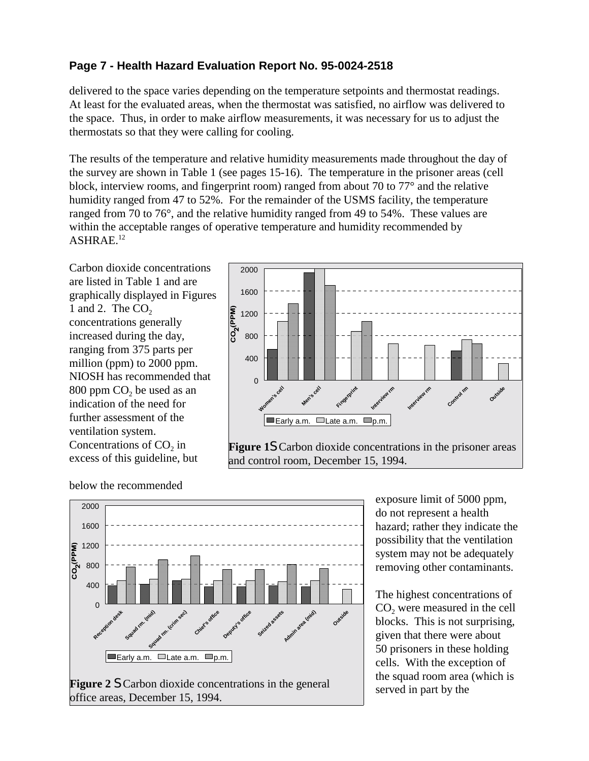delivered to the space varies depending on the temperature setpoints and thermostat readings. At least for the evaluated areas, when the thermostat was satisfied, no airflow was delivered to the space. Thus, in order to make airflow measurements, it was necessary for us to adjust the thermostats so that they were calling for cooling.

The results of the temperature and relative humidity measurements made throughout the day of the survey are shown in Table 1 (see pages 15-16). The temperature in the prisoner areas (cell block, interview rooms, and fingerprint room) ranged from about 70 to 77° and the relative humidity ranged from 47 to 52%. For the remainder of the USMS facility, the temperature ranged from 70 to 76°, and the relative humidity ranged from 49 to 54%. These values are within the acceptable ranges of operative temperature and humidity recommended by ASHRAE.[12]

Carbon dioxide concentrations are listed in Table 1 and are graphically displayed in Figures 1 and 2. The $CO_2$ concentrations generally increased during the day, ranging from 375 parts per million (ppm) to 2000 ppm. NIOSH has recommended that 800 ppm $CO_2$ be used as an indication of the need for further assessment of the ventilation system. Concentrations of $CO_2$ in excess of this guideline, but below the recommended exposure limit of 5000 ppm, do not represent a health hazard; rather they indicate the possibility that the ventilation system may not be adequately removing other contaminants.

**Figure 1** — Carbon dioxide concentrations in the prisoner areas and control room, December 15, 1994.

**Figure 2** — Carbon dioxide concentrations in the general office areas, December 15, 1994.

The highest concentrations of $CO_2$ were measured in the cell blocks. This is not surprising, given that there were about 50 prisoners in these holding cells. With the exception of the squad room area (which is served in part by the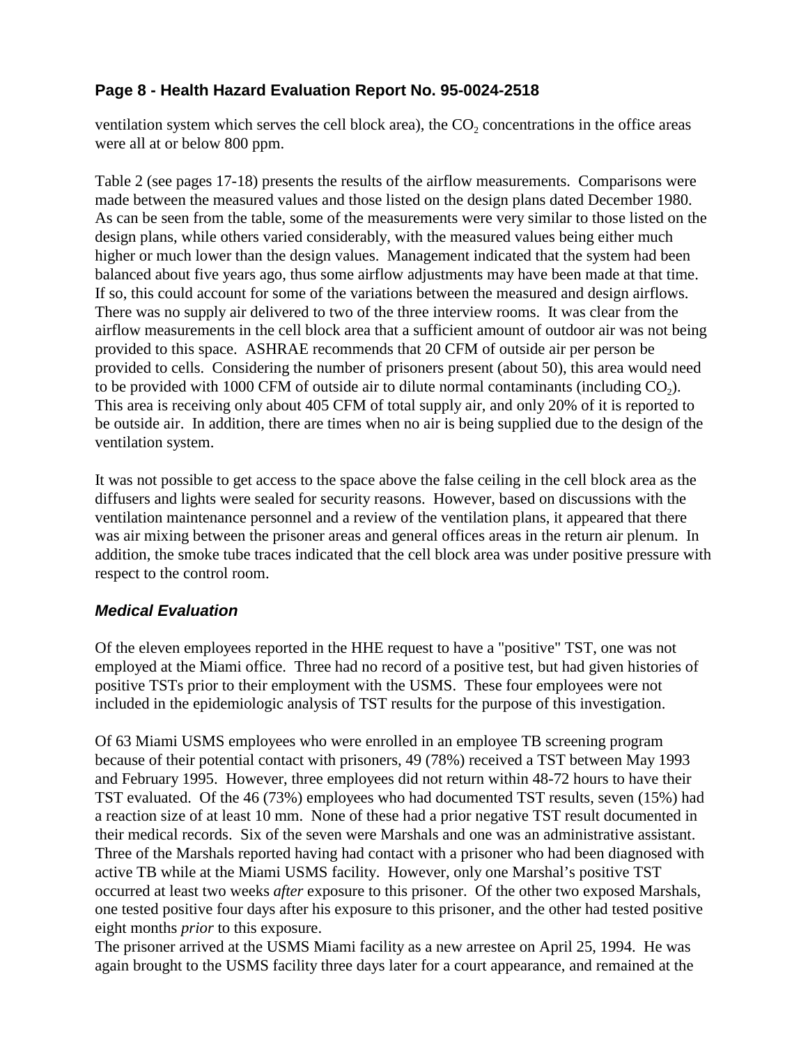ventilation system which serves the cell block area), the $CO_2$ concentrations in the office areas were all at or below 800 ppm.

Table 2 (see pages 17-18) presents the results of the airflow measurements. Comparisons were made between the measured values and those listed on the design plans dated December 1980. As can be seen from the table, some of the measurements were very similar to those listed on the design plans, while others varied considerably, with the measured values being either much higher or much lower than the design values. Management indicated that the system had been balanced about five years ago, thus some airflow adjustments may have been made at that time. If so, this could account for some of the variations between the measured and design airflows. There was no supply air delivered to two of the three interview rooms. It was clear from the airflow measurements in the cell block area that a sufficient amount of outdoor air was not being provided to this space. ASHRAE recommends that 20 CFM of outside air per person be provided to cells. Considering the number of prisoners present (about 50), this area would need to be provided with 1000 CFM of outside air to dilute normal contaminants (including $CO_2$). This area is receiving only about 405 CFM of total supply air, and only 20% of it is reported to be outside air. In addition, there are times when no air is being supplied due to the design of the ventilation system.

It was not possible to get access to the space above the false ceiling in the cell block area as the diffusers and lights were sealed for security reasons. However, based on discussions with the ventilation maintenance personnel and a review of the ventilation plans, it appeared that there was air mixing between the prisoner areas and general offices areas in the return air plenum. In addition, the smoke tube traces indicated that the cell block area was under positive pressure with respect to the control room.

### *Medical Evaluation*

Of the eleven employees reported in the HHE request to have a "positive" TST, one was not employed at the Miami office. Three had no record of a positive test, but had given histories of positive TSTs prior to their employment with the USMS. These four employees were not included in the epidemiologic analysis of TST results for the purpose of this investigation.

Of 63 Miami USMS employees who were enrolled in an employee TB screening program because of their potential contact with prisoners, 49 (78%) received a TST between May 1993 and February 1995. However, three employees did not return within 48-72 hours to have their TST evaluated. Of the 46 (73%) employees who had documented TST results, seven (15%) had a reaction size of at least 10 mm. None of these had a prior negative TST result documented in their medical records. Six of the seven were Marshals and one was an administrative assistant. Three of the Marshals reported having had contact with a prisoner who had been diagnosed with active TB while at the Miami USMS facility. However, only one Marshal's positive TST occurred at least two weeks *after* exposure to this prisoner. Of the other two exposed Marshals, one tested positive four days after his exposure to this prisoner, and the other had tested positive eight months *prior* to this exposure.

The prisoner arrived at the USMS Miami facility as a new arrestee on April 25, 1994. He was again brought to the USMS facility three days later for a court appearance, and remained at the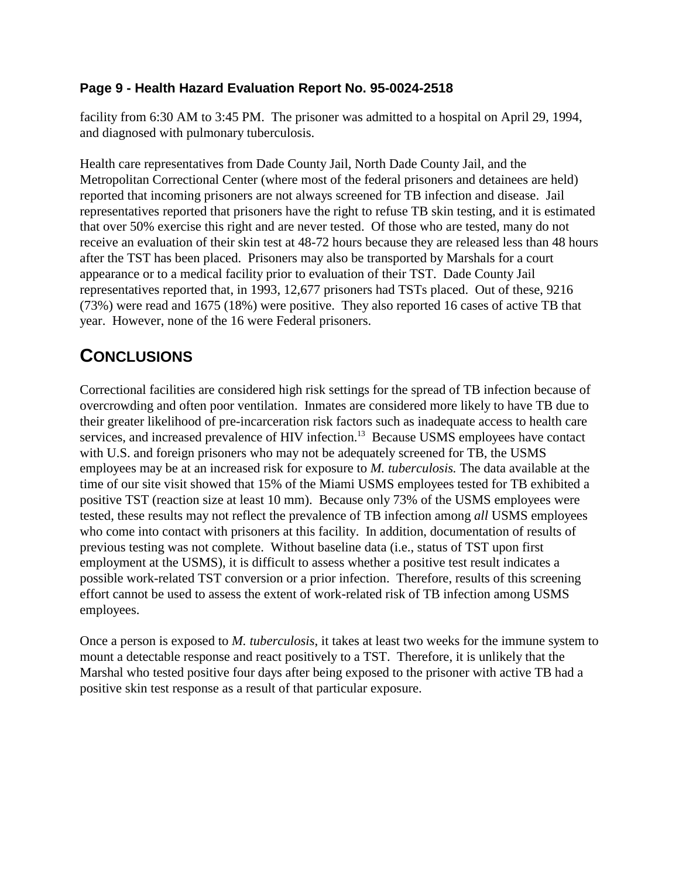facility from 6:30 AM to 3:45 PM. The prisoner was admitted to a hospital on April 29, 1994, and diagnosed with pulmonary tuberculosis.

Health care representatives from Dade County Jail, North Dade County Jail, and the Metropolitan Correctional Center (where most of the federal prisoners and detainees are held) reported that incoming prisoners are not always screened for TB infection and disease. Jail representatives reported that prisoners have the right to refuse TB skin testing, and it is estimated that over 50% exercise this right and are never tested. Of those who are tested, many do not receive an evaluation of their skin test at 48-72 hours because they are released less than 48 hours after the TST has been placed. Prisoners may also be transported by Marshals for a court appearance or to a medical facility prior to evaluation of their TST. Dade County Jail representatives reported that, in 1993, 12,677 prisoners had TSTs placed. Out of these, 9216 (73%) were read and 1675 (18%) were positive. They also reported 16 cases of active TB that year. However, none of the 16 were Federal prisoners.

## CONCLUSIONS

Correctional facilities are considered high risk settings for the spread of TB infection because of overcrowding and often poor ventilation. Inmates are considered more likely to have TB due to their greater likelihood of pre-incarceration risk factors such as inadequate access to health care services, and increased prevalence of HIV infection.[13] Because USMS employees have contact with U.S. and foreign prisoners who may not be adequately screened for TB, the USMS employees may be at an increased risk for exposure to *M. tuberculosis.* The data available at the time of our site visit showed that 15% of the Miami USMS employees tested for TB exhibited a positive TST (reaction size at least 10 mm). Because only 73% of the USMS employees were tested, these results may not reflect the prevalence of TB infection among *all* USMS employees who come into contact with prisoners at this facility. In addition, documentation of results of previous testing was not complete. Without baseline data (i.e., status of TST upon first employment at the USMS), it is difficult to assess whether a positive test result indicates a possible work-related TST conversion or a prior infection. Therefore, results of this screening effort cannot be used to assess the extent of work-related risk of TB infection among USMS employees.

Once a person is exposed to *M. tuberculosis*, it takes at least two weeks for the immune system to mount a detectable response and react positively to a TST. Therefore, it is unlikely that the Marshal who tested positive four days after being exposed to the prisoner with active TB had a positive skin test response as a result of that particular exposure.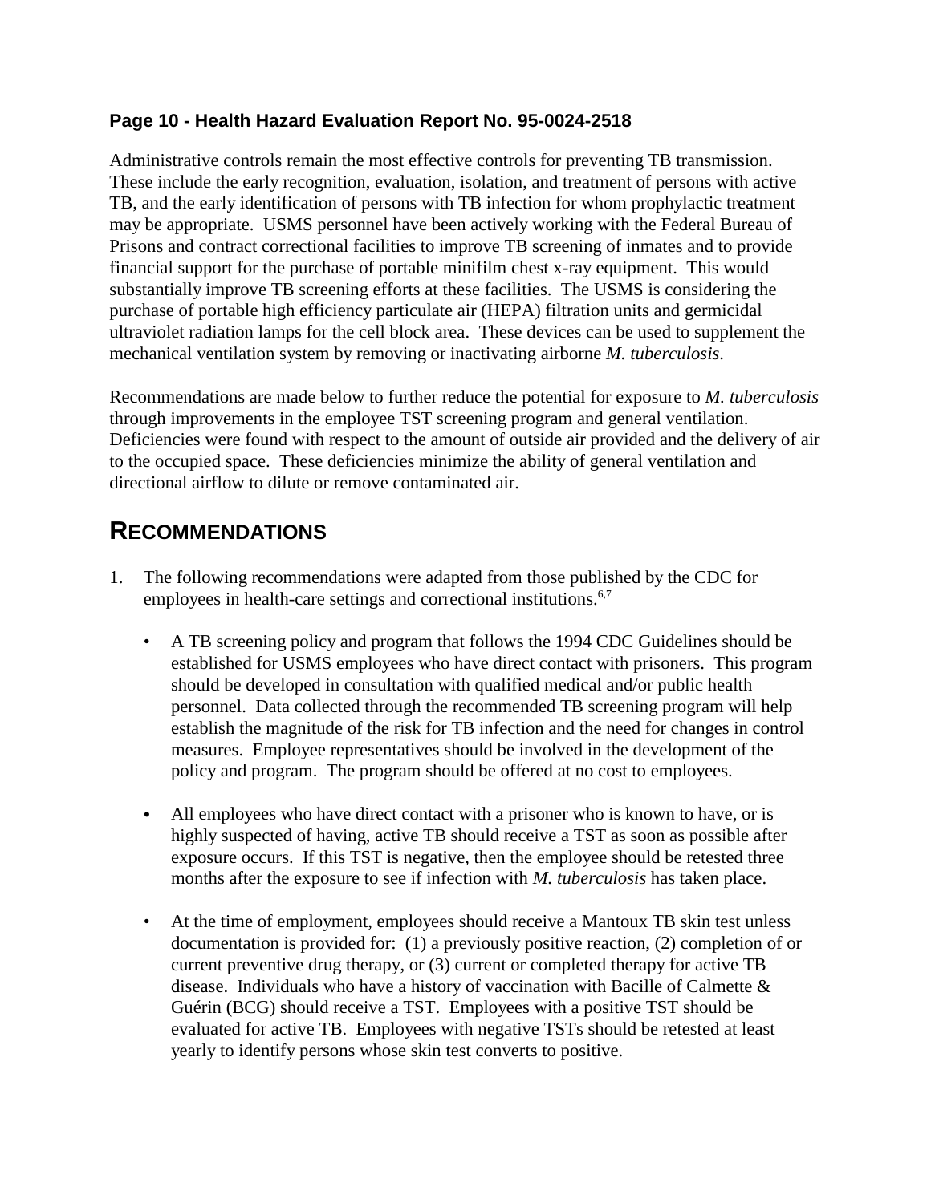Administrative controls remain the most effective controls for preventing TB transmission. These include the early recognition, evaluation, isolation, and treatment of persons with active TB, and the early identification of persons with TB infection for whom prophylactic treatment may be appropriate. USMS personnel have been actively working with the Federal Bureau of Prisons and contract correctional facilities to improve TB screening of inmates and to provide financial support for the purchase of portable minifilm chest x-ray equipment. This would substantially improve TB screening efforts at these facilities. The USMS is considering the purchase of portable high efficiency particulate air (HEPA) filtration units and germicidal ultraviolet radiation lamps for the cell block area. These devices can be used to supplement the mechanical ventilation system by removing or inactivating airborne *M. tuberculosis*.

Recommendations are made below to further reduce the potential for exposure to *M. tuberculosis* through improvements in the employee TST screening program and general ventilation. Deficiencies were found with respect to the amount of outside air provided and the delivery of air to the occupied space. These deficiencies minimize the ability of general ventilation and directional airflow to dilute or remove contaminated air.

## RECOMMENDATIONS

1. The following recommendations were adapted from those published by the CDC for employees in health-care settings and correctional institutions.[6,7]

   - A TB screening policy and program that follows the 1994 CDC Guidelines should be established for USMS employees who have direct contact with prisoners. This program should be developed in consultation with qualified medical and/or public health personnel. Data collected through the recommended TB screening program will help establish the magnitude of the risk for TB infection and the need for changes in control measures. Employee representatives should be involved in the development of the policy and program. The program should be offered at no cost to employees.

   - All employees who have direct contact with a prisoner who is known to have, or is highly suspected of having, active TB should receive a TST as soon as possible after exposure occurs. If this TST is negative, then the employee should be retested three months after the exposure to see if infection with *M. tuberculosis* has taken place.

   - At the time of employment, employees should receive a Mantoux TB skin test unless documentation is provided for: (1) a previously positive reaction, (2) completion of or current preventive drug therapy, or (3) current or completed therapy for active TB disease. Individuals who have a history of vaccination with Bacille of Calmette & Guérin (BCG) should receive a TST. Employees with a positive TST should be evaluated for active TB. Employees with negative TSTs should be retested at least yearly to identify persons whose skin test converts to positive.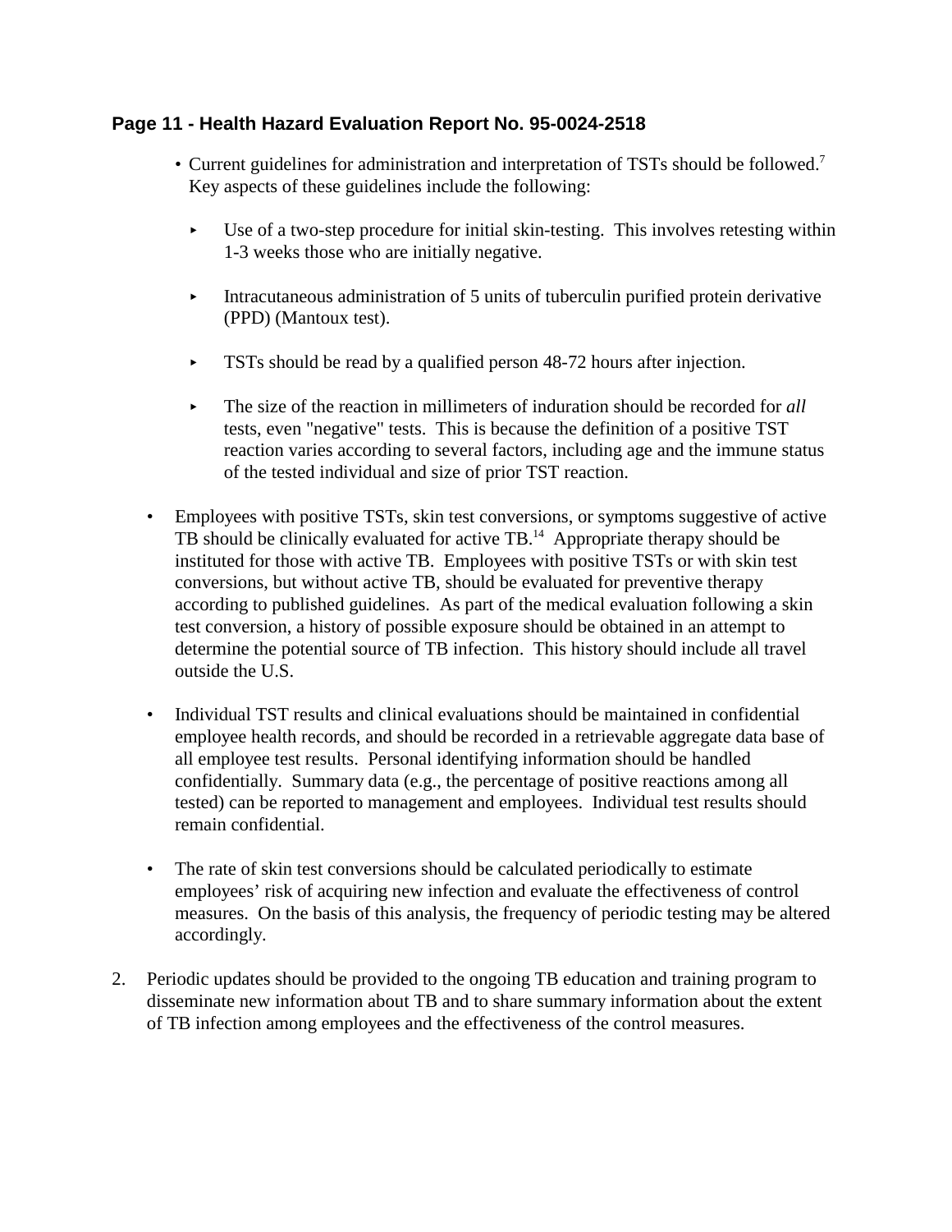- Current guidelines for administration and interpretation of TSTs should be followed.[7] Key aspects of these guidelines include the following:

  - Use of a two-step procedure for initial skin-testing. This involves retesting within 1-3 weeks those who are initially negative.

  - Intracutaneous administration of 5 units of tuberculin purified protein derivative (PPD) (Mantoux test).

  - TSTs should be read by a qualified person 48-72 hours after injection.

  - The size of the reaction in millimeters of induration should be recorded for *all* tests, even "negative" tests. This is because the definition of a positive TST reaction varies according to several factors, including age and the immune status of the tested individual and size of prior TST reaction.

- Employees with positive TSTs, skin test conversions, or symptoms suggestive of active TB should be clinically evaluated for active TB.[14] Appropriate therapy should be instituted for those with active TB. Employees with positive TSTs or with skin test conversions, but without active TB, should be evaluated for preventive therapy according to published guidelines. As part of the medical evaluation following a skin test conversion, a history of possible exposure should be obtained in an attempt to determine the potential source of TB infection. This history should include all travel outside the U.S.

- Individual TST results and clinical evaluations should be maintained in confidential employee health records, and should be recorded in a retrievable aggregate data base of all employee test results. Personal identifying information should be handled confidentially. Summary data (e.g., the percentage of positive reactions among all tested) can be reported to management and employees. Individual test results should remain confidential.

- The rate of skin test conversions should be calculated periodically to estimate employees' risk of acquiring new infection and evaluate the effectiveness of control measures. On the basis of this analysis, the frequency of periodic testing may be altered accordingly.

2. Periodic updates should be provided to the ongoing TB education and training program to disseminate new information about TB and to share summary information about the extent of TB infection among employees and the effectiveness of the control measures.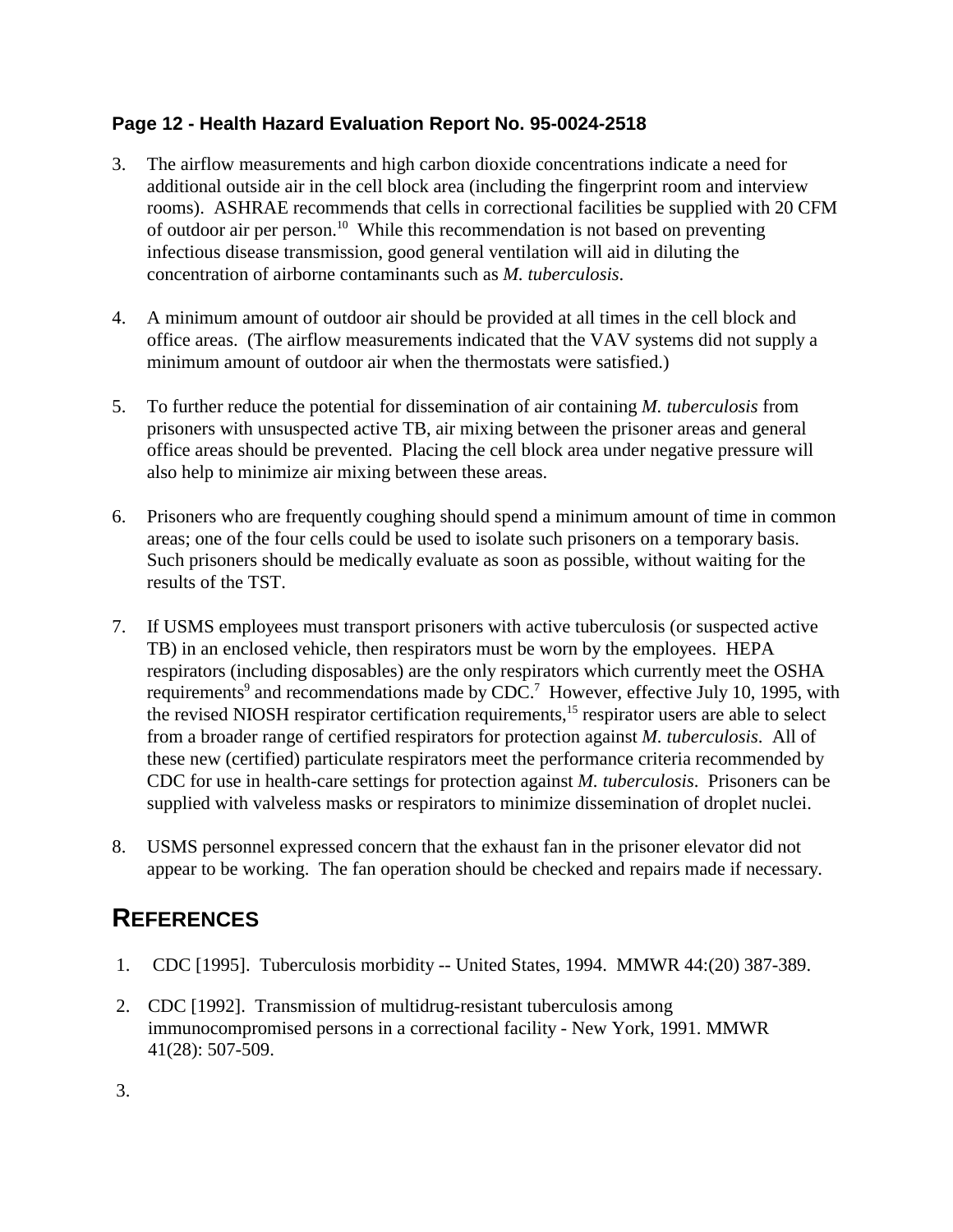3. The airflow measurements and high carbon dioxide concentrations indicate a need for additional outside air in the cell block area (including the fingerprint room and interview rooms). ASHRAE recommends that cells in correctional facilities be supplied with 20 CFM of outdoor air per person.[10] While this recommendation is not based on preventing infectious disease transmission, good general ventilation will aid in diluting the concentration of airborne contaminants such as *M. tuberculosis*.

4. A minimum amount of outdoor air should be provided at all times in the cell block and office areas. (The airflow measurements indicated that the VAV systems did not supply a minimum amount of outdoor air when the thermostats were satisfied.)

5. To further reduce the potential for dissemination of air containing *M. tuberculosis* from prisoners with unsuspected active TB, air mixing between the prisoner areas and general office areas should be prevented. Placing the cell block area under negative pressure will also help to minimize air mixing between these areas.

6. Prisoners who are frequently coughing should spend a minimum amount of time in common areas; one of the four cells could be used to isolate such prisoners on a temporary basis. Such prisoners should be medically evaluate as soon as possible, without waiting for the results of the TST.

7. If USMS employees must transport prisoners with active tuberculosis (or suspected active TB) in an enclosed vehicle, then respirators must be worn by the employees. HEPA respirators (including disposables) are the only respirators which currently meet the OSHA requirements[9] and recommendations made by CDC.[7] However, effective July 10, 1995, with the revised NIOSH respirator certification requirements,[15] respirator users are able to select from a broader range of certified respirators for protection against *M. tuberculosis*. All of these new (certified) particulate respirators meet the performance criteria recommended by CDC for use in health-care settings for protection against *M. tuberculosis*. Prisoners can be supplied with valveless masks or respirators to minimize dissemination of droplet nuclei.

8. USMS personnel expressed concern that the exhaust fan in the prisoner elevator did not appear to be working. The fan operation should be checked and repairs made if necessary.

# REFERENCES

1. CDC [1995]. Tuberculosis morbidity -- United States, 1994. MMWR 44:(20) 387-389.

2. CDC [1992]. Transmission of multidrug-resistant tuberculosis among immunocompromised persons in a correctional facility - New York, 1991. MMWR 41(28): 507-509.

3.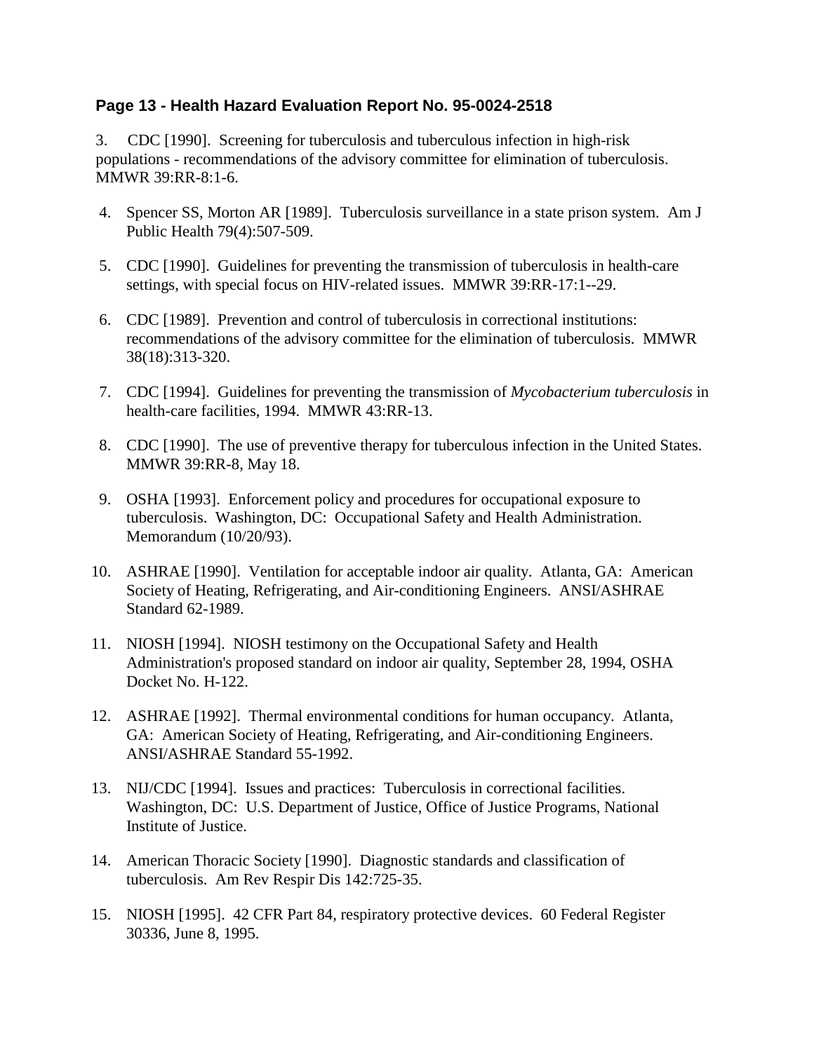3. CDC [1990]. Screening for tuberculosis and tuberculous infection in high-risk populations - recommendations of the advisory committee for elimination of tuberculosis. MMWR 39:RR-8:1-6.

4. Spencer SS, Morton AR [1989]. Tuberculosis surveillance in a state prison system. Am J Public Health 79(4):507-509.

5. CDC [1990]. Guidelines for preventing the transmission of tuberculosis in health-care settings, with special focus on HIV-related issues. MMWR 39:RR-17:1--29.

6. CDC [1989]. Prevention and control of tuberculosis in correctional institutions: recommendations of the advisory committee for the elimination of tuberculosis. MMWR 38(18):313-320.

7. CDC [1994]. Guidelines for preventing the transmission of *Mycobacterium tuberculosis* in health-care facilities, 1994. MMWR 43:RR-13.

8. CDC [1990]. The use of preventive therapy for tuberculous infection in the United States. MMWR 39:RR-8, May 18.

9. OSHA [1993]. Enforcement policy and procedures for occupational exposure to tuberculosis. Washington, DC: Occupational Safety and Health Administration. Memorandum (10/20/93).

10. ASHRAE [1990]. Ventilation for acceptable indoor air quality. Atlanta, GA: American Society of Heating, Refrigerating, and Air-conditioning Engineers. ANSI/ASHRAE Standard 62-1989.

11. NIOSH [1994]. NIOSH testimony on the Occupational Safety and Health Administration's proposed standard on indoor air quality, September 28, 1994, OSHA Docket No. H-122.

12. ASHRAE [1992]. Thermal environmental conditions for human occupancy. Atlanta, GA: American Society of Heating, Refrigerating, and Air-conditioning Engineers. ANSI/ASHRAE Standard 55-1992.

13. NIJ/CDC [1994]. Issues and practices: Tuberculosis in correctional facilities. Washington, DC: U.S. Department of Justice, Office of Justice Programs, National Institute of Justice.

14. American Thoracic Society [1990]. Diagnostic standards and classification of tuberculosis. Am Rev Respir Dis 142:725-35.

15. NIOSH [1995]. 42 CFR Part 84, respiratory protective devices. 60 Federal Register 30336, June 8, 1995.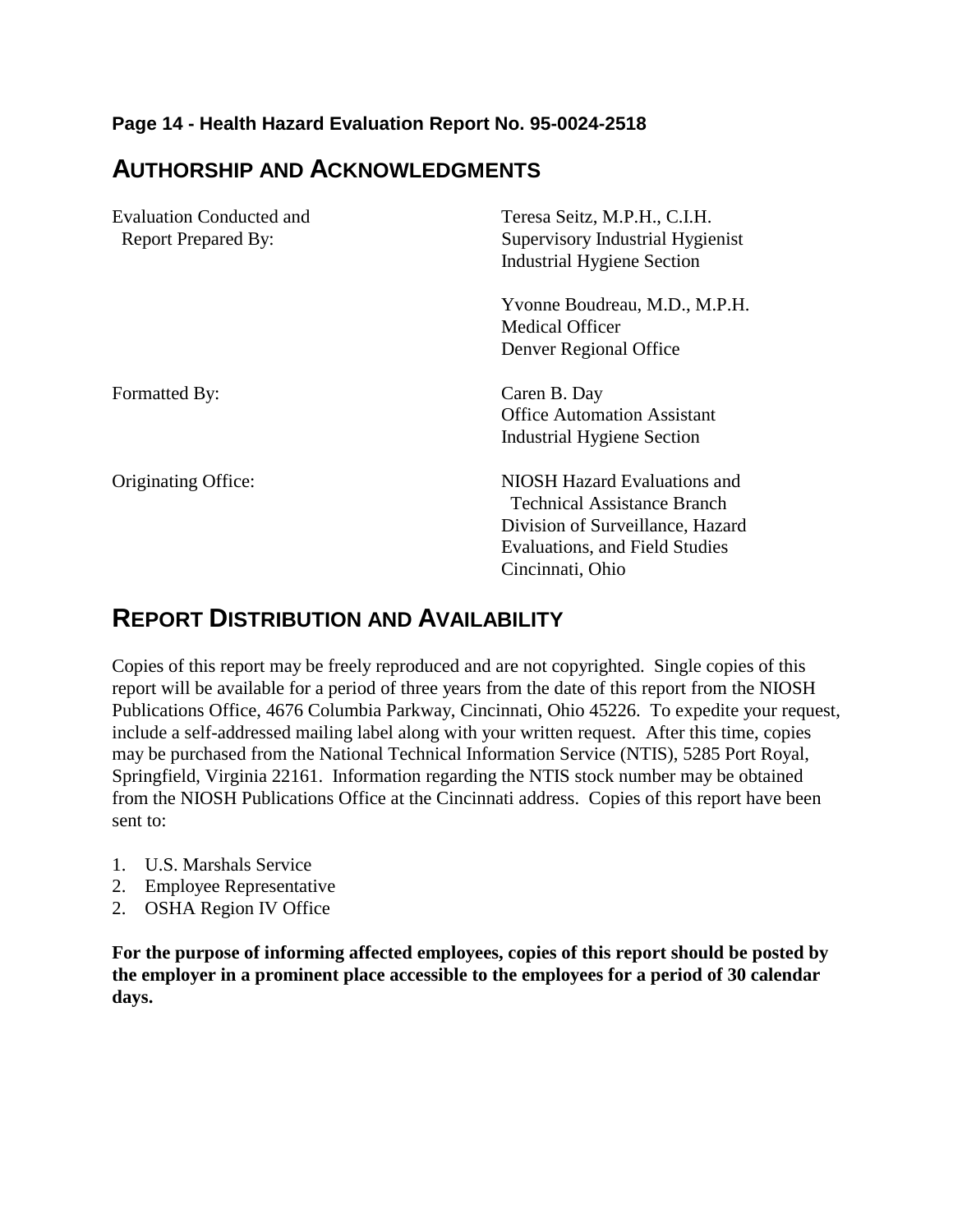## AUTHORSHIP AND ACKNOWLEDGMENTS

| | |
|---|---|
| Evaluation Conducted and Report Prepared By: | Teresa Seitz, M.P.H., C.I.H.<br>Supervisory Industrial Hygienist<br>Industrial Hygiene Section |
| | Yvonne Boudreau, M.D., M.P.H.<br>Medical Officer<br>Denver Regional Office |
| Formatted By: | Caren B. Day<br>Office Automation Assistant<br>Industrial Hygiene Section |
| Originating Office: | NIOSH Hazard Evaluations and Technical Assistance Branch<br>Division of Surveillance, Hazard Evaluations, and Field Studies<br>Cincinnati, Ohio |

## REPORT DISTRIBUTION AND AVAILABILITY

Copies of this report may be freely reproduced and are not copyrighted. Single copies of this report will be available for a period of three years from the date of this report from the NIOSH Publications Office, 4676 Columbia Parkway, Cincinnati, Ohio 45226. To expedite your request, include a self-addressed mailing label along with your written request. After this time, copies may be purchased from the National Technical Information Service (NTIS), 5285 Port Royal, Springfield, Virginia 22161. Information regarding the NTIS stock number may be obtained from the NIOSH Publications Office at the Cincinnati address. Copies of this report have been sent to:

1. U.S. Marshals Service
2. Employee Representative
2. OSHA Region IV Office

**For the purpose of informing affected employees, copies of this report should be posted by the employer in a prominent place accessible to the employees for a period of 30 calendar days.**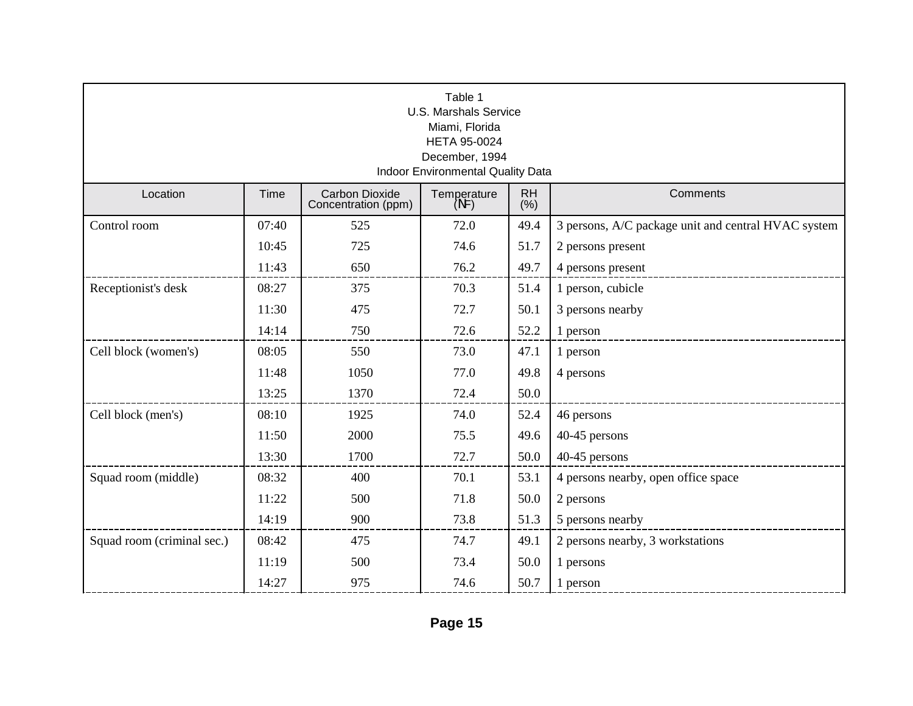Table 1
U.S. Marshals Service
Miami, Florida
HETA 95-0024
December, 1994
Indoor Environmental Quality Data

| Location | Time | Carbon Dioxide Concentration (ppm) | Temperature (°F) | RH (%) | Comments |
|---|---|---|---|---|---|
| Control room | 07:40 | 525 | 72.0 | 49.4 | 3 persons, A/C package unit and central HVAC system |
| | 10:45 | 725 | 74.6 | 51.7 | 2 persons present |
| | 11:43 | 650 | 76.2 | 49.7 | 4 persons present |
| Receptionist's desk | 08:27 | 375 | 70.3 | 51.4 | 1 person, cubicle |
| | 11:30 | 475 | 72.7 | 50.1 | 3 persons nearby |
| | 14:14 | 750 | 72.6 | 52.2 | 1 person |
| Cell block (women's) | 08:05 | 550 | 73.0 | 47.1 | 1 person |
| | 11:48 | 1050 | 77.0 | 49.8 | 4 persons |
| | 13:25 | 1370 | 72.4 | 50.0 | |
| Cell block (men's) | 08:10 | 1925 | 74.0 | 52.4 | 46 persons |
| | 11:50 | 2000 | 75.5 | 49.6 | 40-45 persons |
| | 13:30 | 1700 | 72.7 | 50.0 | 40-45 persons |
| Squad room (middle) | 08:32 | 400 | 70.1 | 53.1 | 4 persons nearby, open office space |
| | 11:22 | 500 | 71.8 | 50.0 | 2 persons |
| | 14:19 | 900 | 73.8 | 51.3 | 5 persons nearby |
| Squad room (criminal sec.) | 08:42 | 475 | 74.7 | 49.1 | 2 persons nearby, 3 workstations |
| | 11:19 | 500 | 73.4 | 50.0 | 1 persons |
| | 14:27 | 975 | 74.6 | 50.7 | 1 person |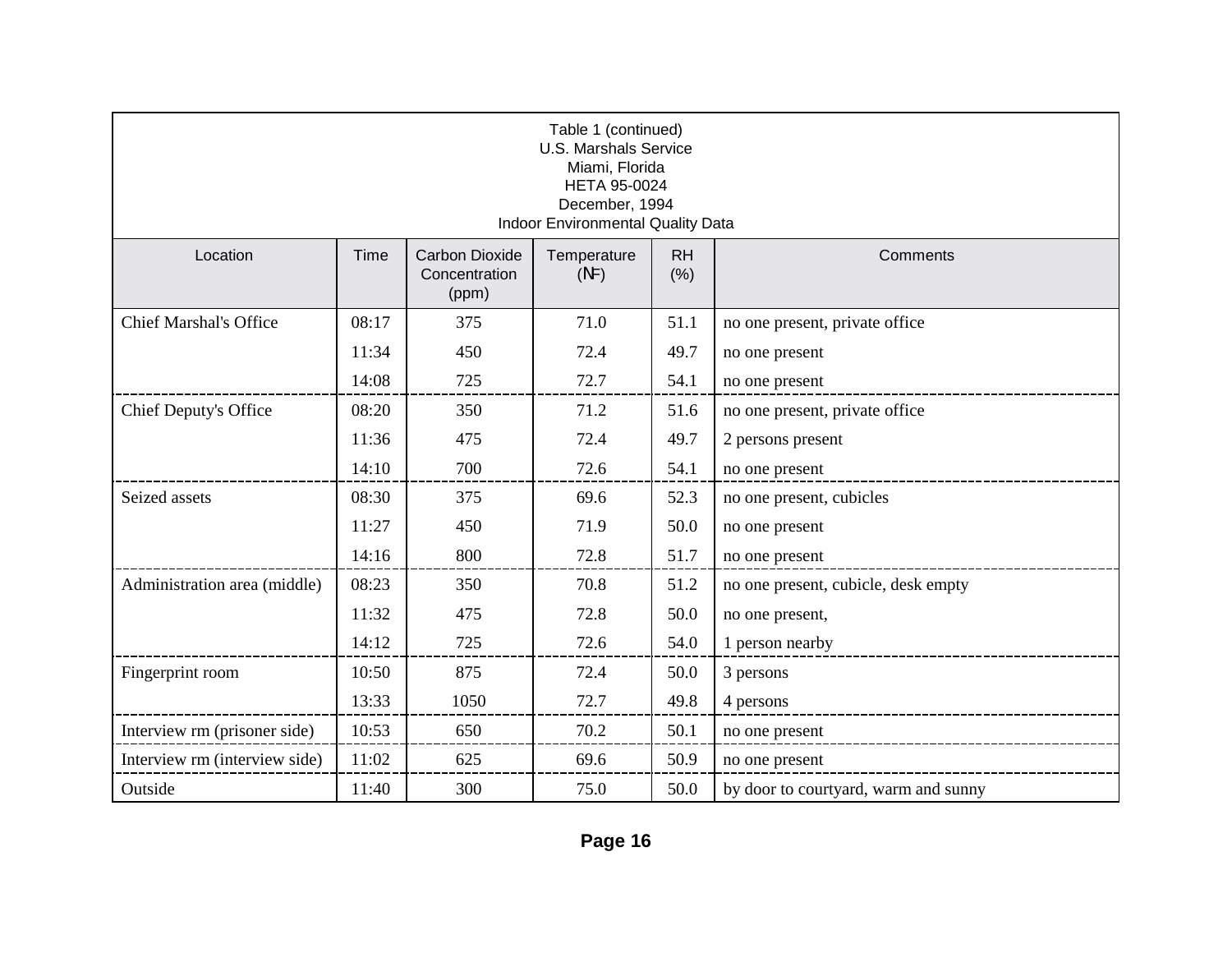Table 1 (continued)
U.S. Marshals Service
Miami, Florida
HETA 95-0024
December, 1994
Indoor Environmental Quality Data

| Location | Time | Carbon Dioxide Concentration (ppm) | Temperature (°F) | RH (%) | Comments |
|---|---|---|---|---|---|
| Chief Marshal's Office | 08:17 | 375 | 71.0 | 51.1 | no one present, private office |
| | 11:34 | 450 | 72.4 | 49.7 | no one present |
| | 14:08 | 725 | 72.7 | 54.1 | no one present |
| Chief Deputy's Office | 08:20 | 350 | 71.2 | 51.6 | no one present, private office |
| | 11:36 | 475 | 72.4 | 49.7 | 2 persons present |
| | 14:10 | 700 | 72.6 | 54.1 | no one present |
| Seized assets | 08:30 | 375 | 69.6 | 52.3 | no one present, cubicles |
| | 11:27 | 450 | 71.9 | 50.0 | no one present |
| | 14:16 | 800 | 72.8 | 51.7 | no one present |
| Administration area (middle) | 08:23 | 350 | 70.8 | 51.2 | no one present, cubicle, desk empty |
| | 11:32 | 475 | 72.8 | 50.0 | no one present, |
| | 14:12 | 725 | 72.6 | 54.0 | 1 person nearby |
| Fingerprint room | 10:50 | 875 | 72.4 | 50.0 | 3 persons |
| | 13:33 | 1050 | 72.7 | 49.8 | 4 persons |
| Interview rm (prisoner side) | 10:53 | 650 | 70.2 | 50.1 | no one present |
| Interview rm (interview side) | 11:02 | 625 | 69.6 | 50.9 | no one present |
| Outside | 11:40 | 300 | 75.0 | 50.0 | by door to courtyard, warm and sunny |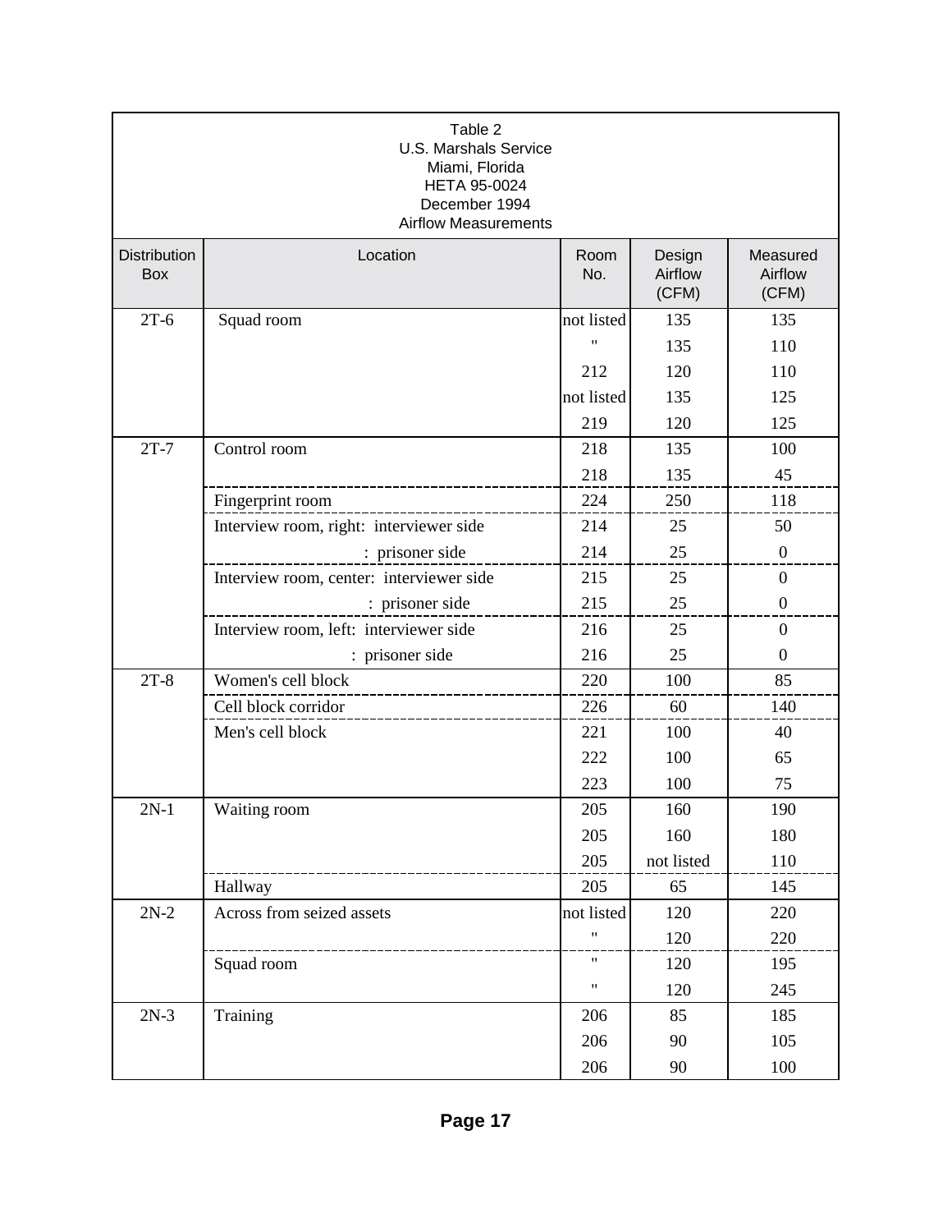Table 2
U.S. Marshals Service
Miami, Florida
HETA 95-0024
December 1994
Airflow Measurements

| Distribution Box | Location | Room No. | Design Airflow (CFM) | Measured Airflow (CFM) |
|---|---|---|---|---|
| 2T-6 | Squad room | not listed | 135 | 135 |
| | | " | 135 | 110 |
| | | 212 | 120 | 110 |
| | | not listed | 135 | 125 |
| | | 219 | 120 | 125 |
| 2T-7 | Control room | 218 | 135 | 100 |
| | | 218 | 135 | 45 |
| | Fingerprint room | 224 | 250 | 118 |
| | Interview room, right: interviewer side | 214 | 25 | 50 |
| | : prisoner side | 214 | 25 | 0 |
| | Interview room, center: interviewer side | 215 | 25 | 0 |
| | : prisoner side | 215 | 25 | 0 |
| | Interview room, left: interviewer side | 216 | 25 | 0 |
| | : prisoner side | 216 | 25 | 0 |
| 2T-8 | Women's cell block | 220 | 100 | 85 |
| | Cell block corridor | 226 | 60 | 140 |
| | Men's cell block | 221 | 100 | 40 |
| | | 222 | 100 | 65 |
| | | 223 | 100 | 75 |
| 2N-1 | Waiting room | 205 | 160 | 190 |
| | | 205 | 160 | 180 |
| | | 205 | not listed | 110 |
| | Hallway | 205 | 65 | 145 |
| 2N-2 | Across from seized assets | not listed | 120 | 220 |
| | | " | 120 | 220 |
| | Squad room | " | 120 | 195 |
| | | " | 120 | 245 |
| 2N-3 | Training | 206 | 85 | 185 |
| | | 206 | 90 | 105 |
| | | 206 | 90 | 100 |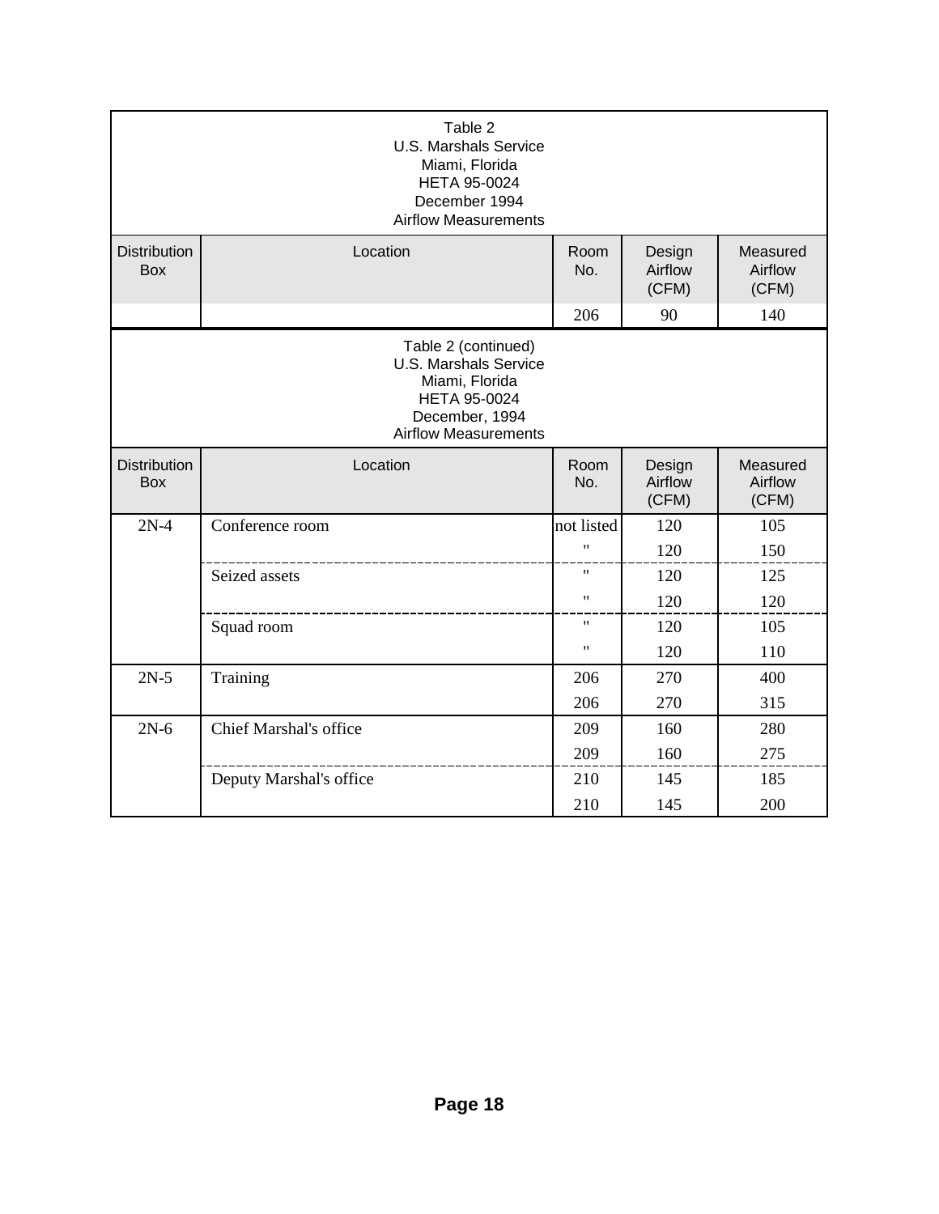Table 2
U.S. Marshals Service
Miami, Florida
HETA 95-0024
December 1994
Airflow Measurements

| Distribution Box | Location | Room No. | Design Airflow (CFM) | Measured Airflow (CFM) |
|---|---|---|---|---|
| | | 206 | 90 | 140 |

Table 2 (continued)
U.S. Marshals Service
Miami, Florida
HETA 95-0024
December, 1994
Airflow Measurements

| Distribution Box | Location | Room No. | Design Airflow (CFM) | Measured Airflow (CFM) |
|---|---|---|---|---|
| 2N-4 | Conference room | not listed | 120 | 105 |
| | | " | 120 | 150 |
| | Seized assets | " | 120 | 125 |
| | | " | 120 | 120 |
| | Squad room | " | 120 | 105 |
| | | " | 120 | 110 |
| 2N-5 | Training | 206 | 270 | 400 |
| | | 206 | 270 | 315 |
| 2N-6 | Chief Marshal's office | 209 | 160 | 280 |
| | | 209 | 160 | 275 |
| | Deputy Marshal's office | 210 | 145 | 185 |
| | | 210 | 145 | 200 |